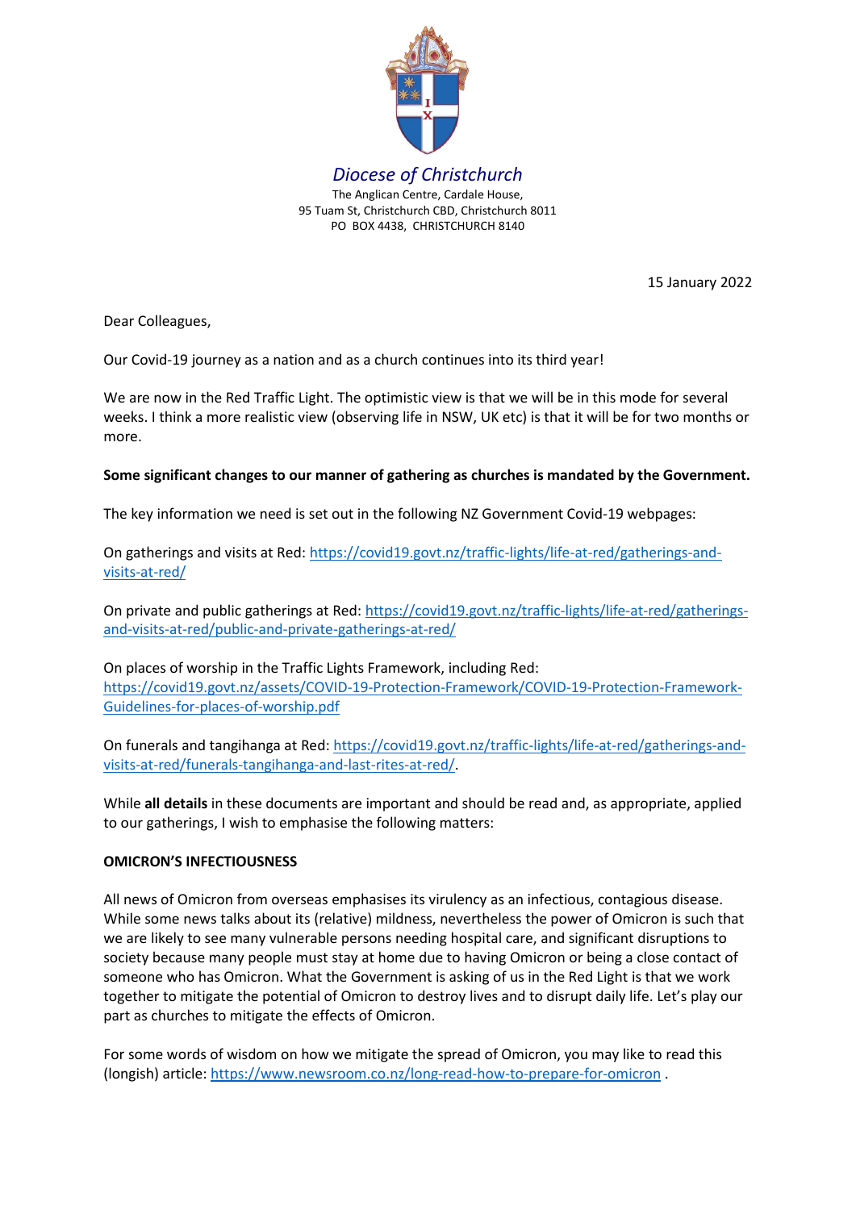*Diocese of Christchurch*

The Anglican Centre, Cardale House,
95 Tuam St, Christchurch CBD, Christchurch 8011
PO BOX 4438, CHRISTCHURCH 8140

15 January 2022

Dear Colleagues,

Our Covid-19 journey as a nation and as a church continues into its third year!

We are now in the Red Traffic Light. The optimistic view is that we will be in this mode for several weeks. I think a more realistic view (observing life in NSW, UK etc) is that it will be for two months or more.

**Some significant changes to our manner of gathering as churches is mandated by the Government.**

The key information we need is set out in the following NZ Government Covid-19 webpages:

On gatherings and visits at Red: https://covid19.govt.nz/traffic-lights/life-at-red/gatherings-and-visits-at-red/

On private and public gatherings at Red: https://covid19.govt.nz/traffic-lights/life-at-red/gatherings-and-visits-at-red/public-and-private-gatherings-at-red/

On places of worship in the Traffic Lights Framework, including Red: https://covid19.govt.nz/assets/COVID-19-Protection-Framework/COVID-19-Protection-Framework-Guidelines-for-places-of-worship.pdf

On funerals and tangihanga at Red: https://covid19.govt.nz/traffic-lights/life-at-red/gatherings-and-visits-at-red/funerals-tangihanga-and-last-rites-at-red/.

While **all details** in these documents are important and should be read and, as appropriate, applied to our gatherings, I wish to emphasise the following matters:

**OMICRON'S INFECTIOUSNESS**

All news of Omicron from overseas emphasises its virulency as an infectious, contagious disease. While some news talks about its (relative) mildness, nevertheless the power of Omicron is such that we are likely to see many vulnerable persons needing hospital care, and significant disruptions to society because many people must stay at home due to having Omicron or being a close contact of someone who has Omicron. What the Government is asking of us in the Red Light is that we work together to mitigate the potential of Omicron to destroy lives and to disrupt daily life. Let's play our part as churches to mitigate the effects of Omicron.

For some words of wisdom on how we mitigate the spread of Omicron, you may like to read this (longish) article: https://www.newsroom.co.nz/long-read-how-to-prepare-for-omicron .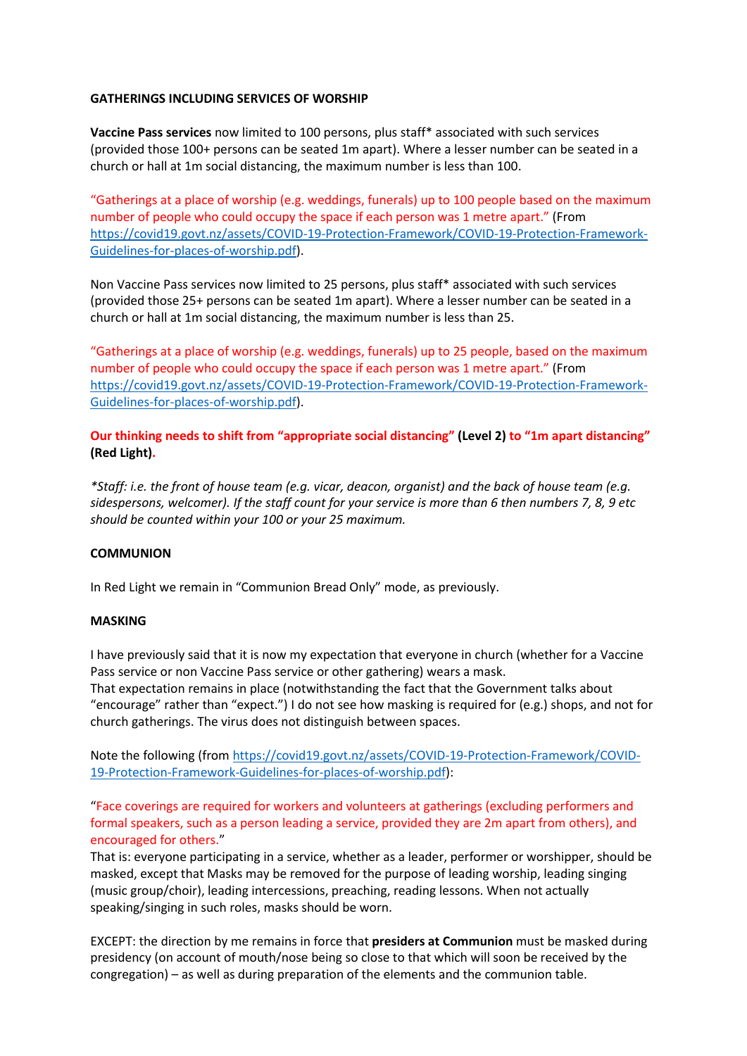**GATHERINGS INCLUDING SERVICES OF WORSHIP**

**Vaccine Pass services** now limited to 100 persons, plus staff* associated with such services (provided those 100+ persons can be seated 1m apart). Where a lesser number can be seated in a church or hall at 1m social distancing, the maximum number is less than 100.

"Gatherings at a place of worship (e.g. weddings, funerals) up to 100 people based on the maximum number of people who could occupy the space if each person was 1 metre apart." (From [https://covid19.govt.nz/assets/COVID-19-Protection-Framework/COVID-19-Protection-Framework-Guidelines-for-places-of-worship.pdf](https://covid19.govt.nz/assets/COVID-19-Protection-Framework/COVID-19-Protection-Framework-Guidelines-for-places-of-worship.pdf)).

Non Vaccine Pass services now limited to 25 persons, plus staff* associated with such services (provided those 25+ persons can be seated 1m apart). Where a lesser number can be seated in a church or hall at 1m social distancing, the maximum number is less than 25.

"Gatherings at a place of worship (e.g. weddings, funerals) up to 25 people, based on the maximum number of people who could occupy the space if each person was 1 metre apart." (From [https://covid19.govt.nz/assets/COVID-19-Protection-Framework/COVID-19-Protection-Framework-Guidelines-for-places-of-worship.pdf](https://covid19.govt.nz/assets/COVID-19-Protection-Framework/COVID-19-Protection-Framework-Guidelines-for-places-of-worship.pdf)).

**Our thinking needs to shift from "appropriate social distancing" (Level 2) to "1m apart distancing" (Red Light).**

*\*Staff: i.e. the front of house team (e.g. vicar, deacon, organist) and the back of house team (e.g. sidespersons, welcomer). If the staff count for your service is more than 6 then numbers 7, 8, 9 etc should be counted within your 100 or your 25 maximum.*

**COMMUNION**

In Red Light we remain in "Communion Bread Only" mode, as previously.

**MASKING**

I have previously said that it is now my expectation that everyone in church (whether for a Vaccine Pass service or non Vaccine Pass service or other gathering) wears a mask.
That expectation remains in place (notwithstanding the fact that the Government talks about "encourage" rather than "expect.") I do not see how masking is required for (e.g.) shops, and not for church gatherings. The virus does not distinguish between spaces.

Note the following (from [https://covid19.govt.nz/assets/COVID-19-Protection-Framework/COVID-19-Protection-Framework-Guidelines-for-places-of-worship.pdf](https://covid19.govt.nz/assets/COVID-19-Protection-Framework/COVID-19-Protection-Framework-Guidelines-for-places-of-worship.pdf)):

"Face coverings are required for workers and volunteers at gatherings (excluding performers and formal speakers, such as a person leading a service, provided they are 2m apart from others), and encouraged for others."
That is: everyone participating in a service, whether as a leader, performer or worshipper, should be masked, except that Masks may be removed for the purpose of leading worship, leading singing (music group/choir), leading intercessions, preaching, reading lessons. When not actually speaking/singing in such roles, masks should be worn.

EXCEPT: the direction by me remains in force that **presiders at Communion** must be masked during presidency (on account of mouth/nose being so close to that which will soon be received by the congregation) – as well as during preparation of the elements and the communion table.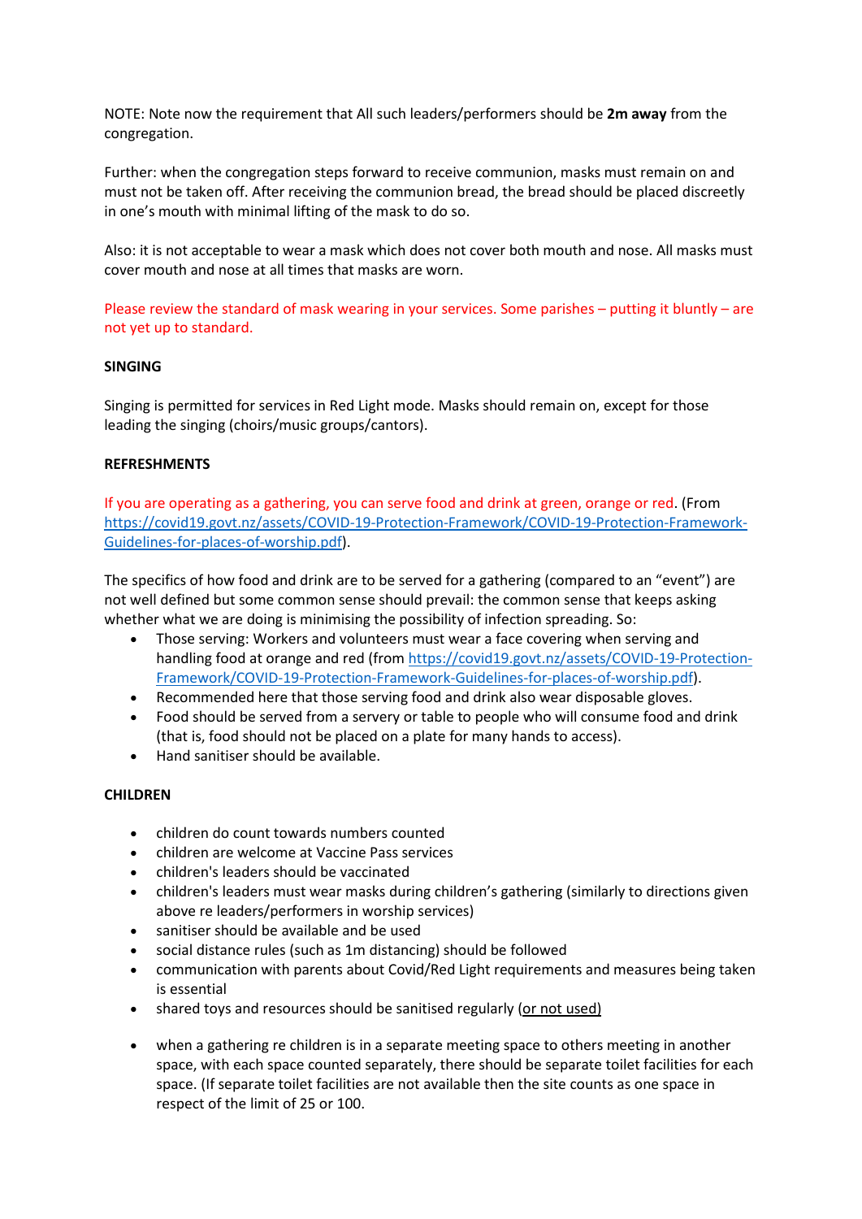NOTE: Note now the requirement that All such leaders/performers should be **2m away** from the congregation.

Further: when the congregation steps forward to receive communion, masks must remain on and must not be taken off. After receiving the communion bread, the bread should be placed discreetly in one's mouth with minimal lifting of the mask to do so.

Also: it is not acceptable to wear a mask which does not cover both mouth and nose. All masks must cover mouth and nose at all times that masks are worn.

Please review the standard of mask wearing in your services. Some parishes – putting it bluntly – are not yet up to standard.

**SINGING**

Singing is permitted for services in Red Light mode. Masks should remain on, except for those leading the singing (choirs/music groups/cantors).

**REFRESHMENTS**

If you are operating as a gathering, you can serve food and drink at green, orange or red. (From [https://covid19.govt.nz/assets/COVID-19-Protection-Framework/COVID-19-Protection-Framework-Guidelines-for-places-of-worship.pdf](https://covid19.govt.nz/assets/COVID-19-Protection-Framework/COVID-19-Protection-Framework-Guidelines-for-places-of-worship.pdf)).

The specifics of how food and drink are to be served for a gathering (compared to an "event") are not well defined but some common sense should prevail: the common sense that keeps asking whether what we are doing is minimising the possibility of infection spreading. So:

- Those serving: Workers and volunteers must wear a face covering when serving and handling food at orange and red (from [https://covid19.govt.nz/assets/COVID-19-Protection-Framework/COVID-19-Protection-Framework-Guidelines-for-places-of-worship.pdf](https://covid19.govt.nz/assets/COVID-19-Protection-Framework/COVID-19-Protection-Framework-Guidelines-for-places-of-worship.pdf)).
- Recommended here that those serving food and drink also wear disposable gloves.
- Food should be served from a servery or table to people who will consume food and drink (that is, food should not be placed on a plate for many hands to access).
- Hand sanitiser should be available.

**CHILDREN**

- children do count towards numbers counted
- children are welcome at Vaccine Pass services
- children's leaders should be vaccinated
- children's leaders must wear masks during children's gathering (similarly to directions given above re leaders/performers in worship services)
- sanitiser should be available and be used
- social distance rules (such as 1m distancing) should be followed
- communication with parents about Covid/Red Light requirements and measures being taken is essential
- shared toys and resources should be sanitised regularly (or not used)

- when a gathering re children is in a separate meeting space to others meeting in another space, with each space counted separately, there should be separate toilet facilities for each space. (If separate toilet facilities are not available then the site counts as one space in respect of the limit of 25 or 100.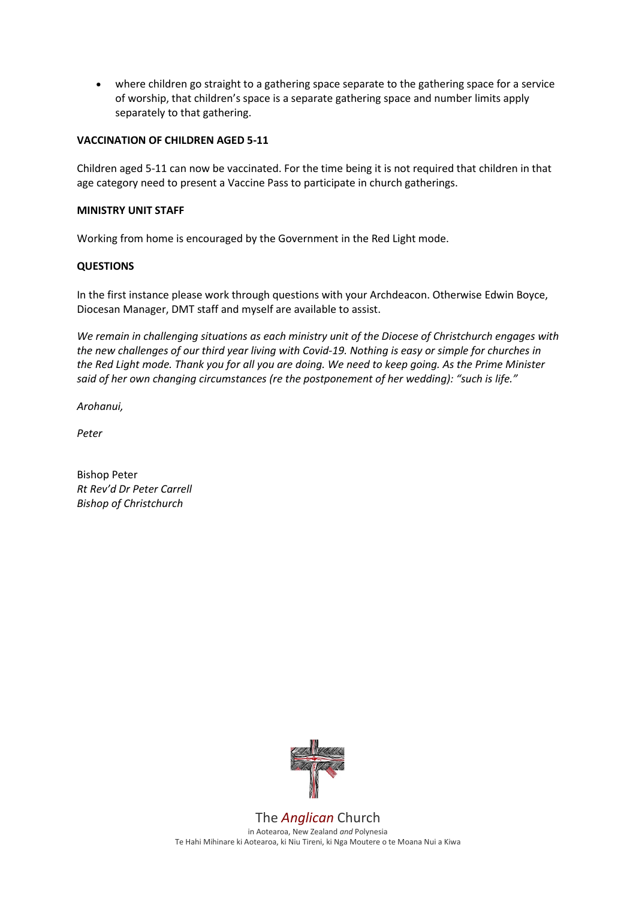- where children go straight to a gathering space separate to the gathering space for a service of worship, that children's space is a separate gathering space and number limits apply separately to that gathering.

**VACCINATION OF CHILDREN AGED 5-11**

Children aged 5-11 can now be vaccinated. For the time being it is not required that children in that age category need to present a Vaccine Pass to participate in church gatherings.

**MINISTRY UNIT STAFF**

Working from home is encouraged by the Government in the Red Light mode.

**QUESTIONS**

In the first instance please work through questions with your Archdeacon. Otherwise Edwin Boyce, Diocesan Manager, DMT staff and myself are available to assist.

*We remain in challenging situations as each ministry unit of the Diocese of Christchurch engages with the new challenges of our third year living with Covid-19. Nothing is easy or simple for churches in the Red Light mode. Thank you for all you are doing. We need to keep going. As the Prime Minister said of her own changing circumstances (re the postponement of her wedding): "such is life."*

*Arohanui,*

*Peter*

Bishop Peter
*Rt Rev'd Dr Peter Carrell*
*Bishop of Christchurch*

The *Anglican* Church
in Aotearoa, New Zealand *and* Polynesia
Te Hahi Mihinare ki Aotearoa, ki Niu Tireni, ki Nga Moutere o te Moana Nui a Kiwa